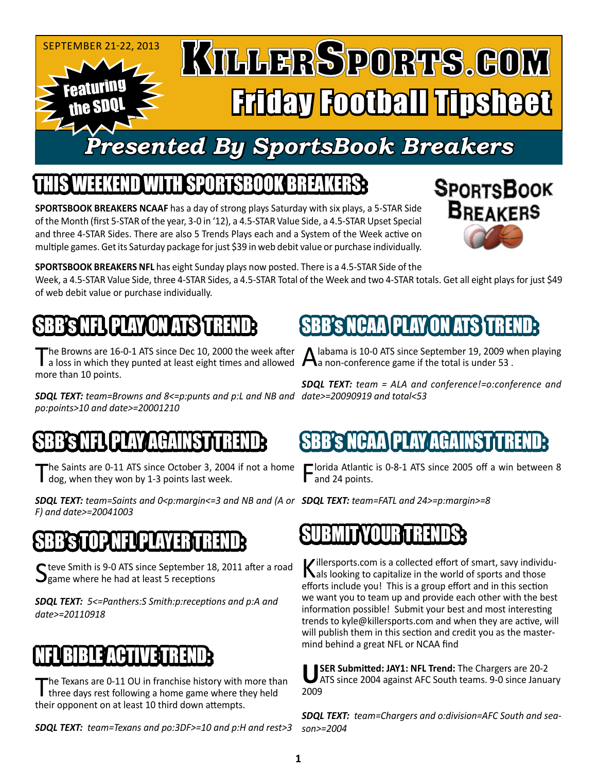SEPTEMBER 21-22, 2013

Featuring the SDQL

# KillerSports.com Friday Football Tipsheet

## Presented By SportsBook Breakers

## THIS WEEKEND WITH SPORTSBOOK BREAKERS:

SportsBook Breakers

**SPORTSBOOK BREAKERS NCAAF** has a day of strong plays Saturday with six plays, a 5-STAR Side of the Month (first 5-STAR of the year, 3-0 in '12), a 4.5-STAR Value Side, a 4.5-STAR Upset Special and three 4-STAR Sides. There are also 5 Trends Plays each and a System of the Week active on multiple games. Get its Saturday package for just $39 in web debit value or purchase individually.

**SPORTSBOOK BREAKERS NFL** has eight Sunday plays now posted. There is a 4.5-STAR Side of the Week, a 4.5-STAR Value Side, three 4-STAR Sides, a 4.5-STAR Total of the Week and two 4-STAR totals. Get all eight plays for just $49 of web debit value or purchase individually.

## SBB's NFL PLAY ON ATS TREND:

The Browns are 16-0-1 ATS since Dec 10, 2000 the week after a loss in which they punted at least eight times and allowed more than 10 points.

***SDQL TEXT:** team=Browns and 8<=p:punts and p:L and NB and po:points>10 and date>=20001210*

## SBB's NFL PLAY AGAINST TREND:

The Saints are 0-11 ATS since October 3, 2004 if not a home dog, when they won by 1-3 points last week.

***SDQL TEXT:** team=Saints and 0<p:margin<=3 and NB and (A or F) and date>=20041003*

## SBB's TOP NFL PLAYER TREND:

Steve Smith is 9-0 ATS since September 18, 2011 after a road game where he had at least 5 receptions

***SDQL TEXT:** 5<=Panthers:S Smith:p:receptions and p:A and date>=20110918*

## NFL BIBLE ACTIVE TREND:

The Texans are 0-11 OU in franchise history with more than three days rest following a home game where they held their opponent on at least 10 third down attempts.

***SDQL TEXT:** team=Texans and po:3DF>=10 and p:H and rest>3*

## SBB's NCAA PLAY ON ATS TREND:

Alabama is 10-0 ATS since September 19, 2009 when playing a non-conference game if the total is under 53 .

***SDQL TEXT:** team = ALA and conference!=o:conference and date>=20090919 and total<53*

## SBB's NCAA PLAY AGAINST TREND:

Florida Atlantic is 0-8-1 ATS since 2005 off a win between 8 and 24 points.

***SDQL TEXT:** team=FATL and 24>=p:margin>=8*

## SUBMIT YOUR TRENDS:

Killersports.com is a collected effort of smart, savy individuals looking to capitalize in the world of sports and those efforts include you! This is a group effort and in this section we want you to team up and provide each other with the best information possible! Submit your best and most interesting trends to kyle@killersports.com and when they are active, will will publish them in this section and credit you as the mastermind behind a great NFL or NCAA find

**USER Submitted: JAY1: NFL Trend:** The Chargers are 20-2 ATS since 2004 against AFC South teams. 9-0 since January 2009

***SDQL TEXT:** team=Chargers and o:division=AFC South and season>=2004*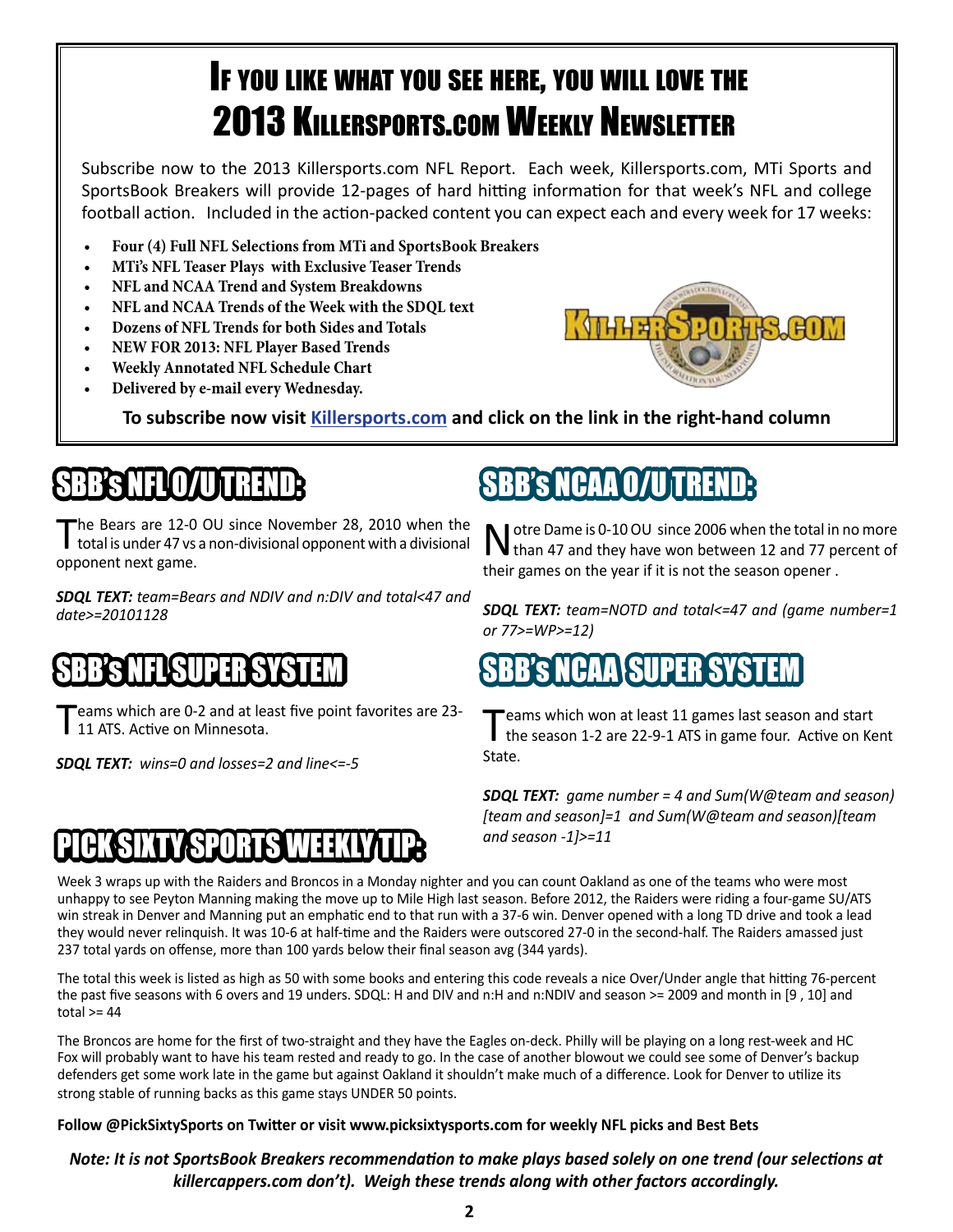# If you like what you see here, you will love the 2013 Killersports.com Weekly Newsletter

Subscribe now to the 2013 Killersports.com NFL Report. Each week, Killersports.com, MTi Sports and SportsBook Breakers will provide 12-pages of hard hitting information for that week's NFL and college football action. Included in the action-packed content you can expect each and every week for 17 weeks:

- **Four (4) Full NFL Selections from MTi and SportsBook Breakers**
- **MTi's NFL Teaser Plays with Exclusive Teaser Trends**
- **NFL and NCAA Trend and System Breakdowns**
- **NFL and NCAA Trends of the Week with the SDQL text**
- **Dozens of NFL Trends for both Sides and Totals**
- **NEW FOR 2013: NFL Player Based Trends**
- **Weekly Annotated NFL Schedule Chart**
- **Delivered by e-mail every Wednesday.**

**To subscribe now visit Killersports.com and click on the link in the right-hand column**

## SBB's NFL O/U TREND:

The Bears are 12-0 OU since November 28, 2010 when the total is under 47 vs a non-divisional opponent with a divisional opponent next game.

***SDQL TEXT:*** *team=Bears and NDIV and n:DIV and total<47 and date>=20101128*

## SBB's NFL SUPER SYSTEM

Teams which are 0-2 and at least five point favorites are 23-11 ATS. Active on Minnesota.

***SDQL TEXT:*** *wins=0 and losses=2 and line<=-5*

## SBB's NCAA O/U TREND:

Notre Dame is 0-10 OU since 2006 when the total in no more than 47 and they have won between 12 and 77 percent of their games on the year if it is not the season opener .

***SDQL TEXT:*** *team=NOTD and total<=47 and (game number=1 or 77>=WP>=12)*

## SBB's NCAA SUPER SYSTEM

Teams which won at least 11 games last season and start the season 1-2 are 22-9-1 ATS in game four. Active on Kent State.

***SDQL TEXT:*** *game number = 4 and Sum(W@team and season)[team and season]=1 and Sum(W@team and season)[team and season -1]>=11*

## PICK SIXTY SPORTS WEEKLY TIP:

Week 3 wraps up with the Raiders and Broncos in a Monday nighter and you can count Oakland as one of the teams who were most unhappy to see Peyton Manning making the move up to Mile High last season. Before 2012, the Raiders were riding a four-game SU/ATS win streak in Denver and Manning put an emphatic end to that run with a 37-6 win. Denver opened with a long TD drive and took a lead they would never relinquish. It was 10-6 at half-time and the Raiders were outscored 27-0 in the second-half. The Raiders amassed just 237 total yards on offense, more than 100 yards below their final season avg (344 yards).

The total this week is listed as high as 50 with some books and entering this code reveals a nice Over/Under angle that hitting 76-percent the past five seasons with 6 overs and 19 unders. SDQL: H and DIV and n:H and n:NDIV and season >= 2009 and month in [9 , 10] and total >= 44

The Broncos are home for the first of two-straight and they have the Eagles on-deck. Philly will be playing on a long rest-week and HC Fox will probably want to have his team rested and ready to go. In the case of another blowout we could see some of Denver's backup defenders get some work late in the game but against Oakland it shouldn't make much of a difference. Look for Denver to utilize its strong stable of running backs as this game stays UNDER 50 points.

**Follow @PickSixtySports on Twitter or visit www.picksixtysports.com for weekly NFL picks and Best Bets**

***Note: It is not SportsBook Breakers recommendation to make plays based solely on one trend (our selections at killercappers.com don't). Weigh these trends along with other factors accordingly.***